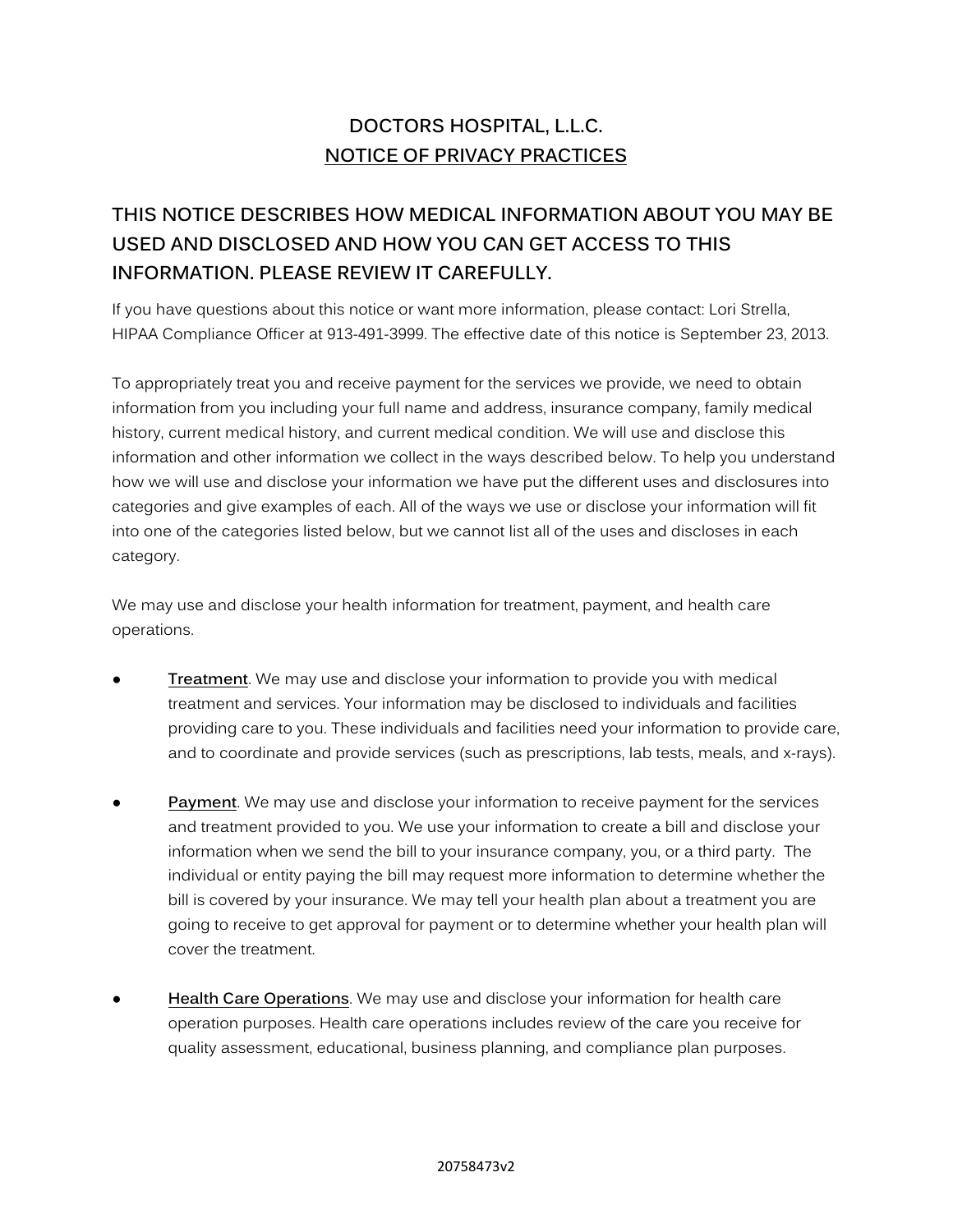# DOCTORS HOSPITAL, L.L.C.

## NOTICE OF PRIVACY PRACTICES

## THIS NOTICE DESCRIBES HOW MEDICAL INFORMATION ABOUT YOU MAY BE USED AND DISCLOSED AND HOW YOU CAN GET ACCESS TO THIS INFORMATION. PLEASE REVIEW IT CAREFULLY.

If you have questions about this notice or want more information, please contact: Lori Strella, HIPAA Compliance Officer at 913-491-3999. The effective date of this notice is September 23, 2013.

To appropriately treat you and receive payment for the services we provide, we need to obtain information from you including your full name and address, insurance company, family medical history, current medical history, and current medical condition. We will use and disclose this information and other information we collect in the ways described below. To help you understand how we will use and disclose your information we have put the different uses and disclosures into categories and give examples of each. All of the ways we use or disclose your information will fit into one of the categories listed below, but we cannot list all of the uses and discloses in each category.

We may use and disclose your health information for treatment, payment, and health care operations.

- **Treatment**. We may use and disclose your information to provide you with medical treatment and services. Your information may be disclosed to individuals and facilities providing care to you. These individuals and facilities need your information to provide care, and to coordinate and provide services (such as prescriptions, lab tests, meals, and x-rays).

- **Payment**. We may use and disclose your information to receive payment for the services and treatment provided to you. We use your information to create a bill and disclose your information when we send the bill to your insurance company, you, or a third party. The individual or entity paying the bill may request more information to determine whether the bill is covered by your insurance. We may tell your health plan about a treatment you are going to receive to get approval for payment or to determine whether your health plan will cover the treatment.

- **Health Care Operations**. We may use and disclose your information for health care operation purposes. Health care operations includes review of the care you receive for quality assessment, educational, business planning, and compliance plan purposes.

20758473v2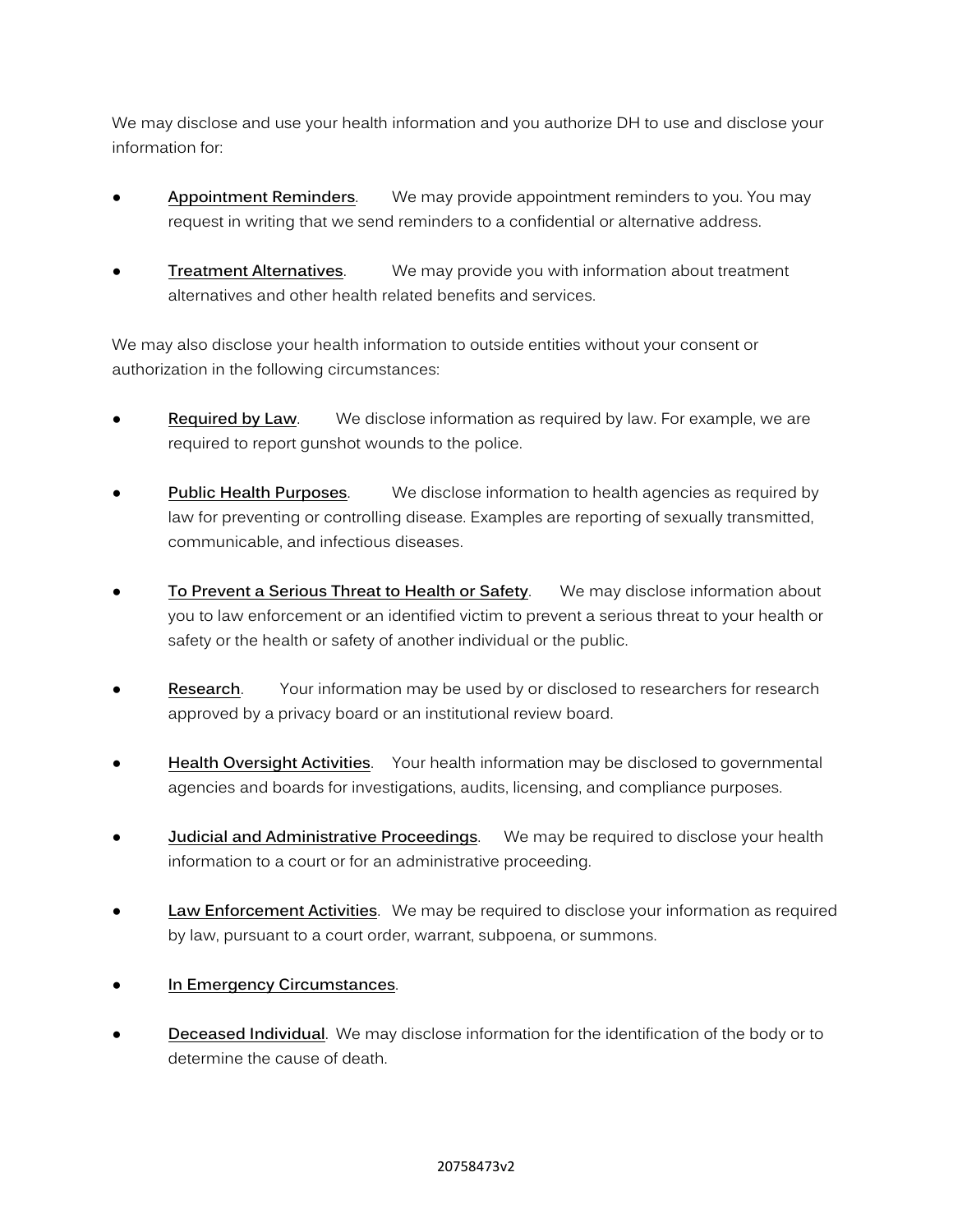We may disclose and use your health information and you authorize DH to use and disclose your information for:

- **Appointment Reminders**. We may provide appointment reminders to you. You may request in writing that we send reminders to a confidential or alternative address.

- **Treatment Alternatives**. We may provide you with information about treatment alternatives and other health related benefits and services.

We may also disclose your health information to outside entities without your consent or authorization in the following circumstances:

- **Required by Law**. We disclose information as required by law. For example, we are required to report gunshot wounds to the police.

- **Public Health Purposes**. We disclose information to health agencies as required by law for preventing or controlling disease. Examples are reporting of sexually transmitted, communicable, and infectious diseases.

- **To Prevent a Serious Threat to Health or Safety**. We may disclose information about you to law enforcement or an identified victim to prevent a serious threat to your health or safety or the health or safety of another individual or the public.

- **Research**. Your information may be used by or disclosed to researchers for research approved by a privacy board or an institutional review board.

- **Health Oversight Activities**. Your health information may be disclosed to governmental agencies and boards for investigations, audits, licensing, and compliance purposes.

- **Judicial and Administrative Proceedings**. We may be required to disclose your health information to a court or for an administrative proceeding.

- **Law Enforcement Activities**. We may be required to disclose your information as required by law, pursuant to a court order, warrant, subpoena, or summons.

- **In Emergency Circumstances**.

- **Deceased Individual**. We may disclose information for the identification of the body or to determine the cause of death.

20758473v2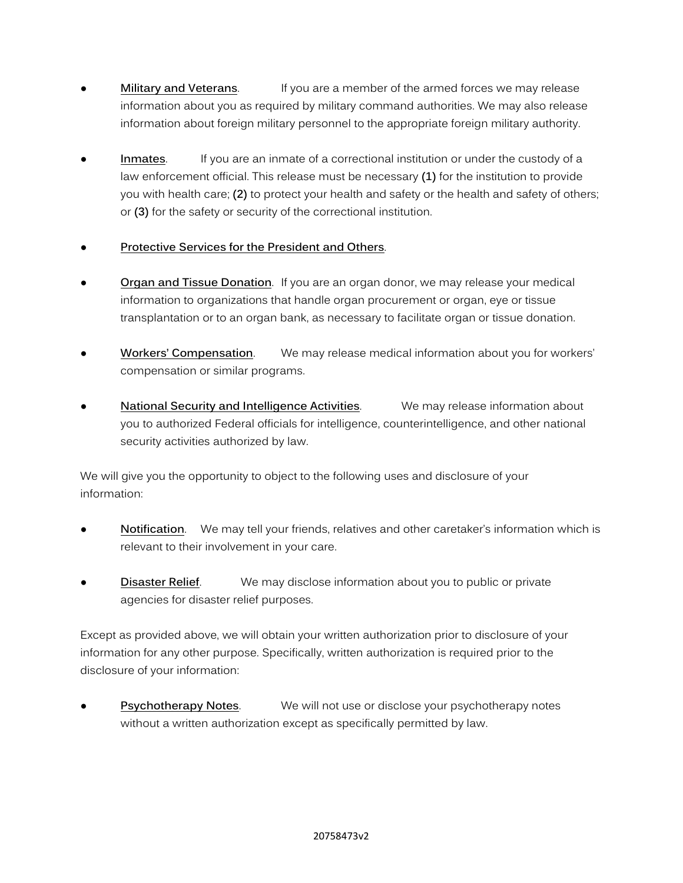- **Military and Veterans**. If you are a member of the armed forces we may release information about you as required by military command authorities. We may also release information about foreign military personnel to the appropriate foreign military authority.

- **Inmates**. If you are an inmate of a correctional institution or under the custody of a law enforcement official. This release must be necessary **(1)** for the institution to provide you with health care; **(2)** to protect your health and safety or the health and safety of others; or **(3)** for the safety or security of the correctional institution.

- **Protective Services for the President and Others**.

- **Organ and Tissue Donation**. If you are an organ donor, we may release your medical information to organizations that handle organ procurement or organ, eye or tissue transplantation or to an organ bank, as necessary to facilitate organ or tissue donation.

- **Workers' Compensation**. We may release medical information about you for workers' compensation or similar programs.

- **National Security and Intelligence Activities**. We may release information about you to authorized Federal officials for intelligence, counterintelligence, and other national security activities authorized by law.

We will give you the opportunity to object to the following uses and disclosure of your information:

- **Notification**. We may tell your friends, relatives and other caretaker's information which is relevant to their involvement in your care.

- **Disaster Relief**. We may disclose information about you to public or private agencies for disaster relief purposes.

Except as provided above, we will obtain your written authorization prior to disclosure of your information for any other purpose. Specifically, written authorization is required prior to the disclosure of your information:

- **Psychotherapy Notes**. We will not use or disclose your psychotherapy notes without a written authorization except as specifically permitted by law.

20758473v2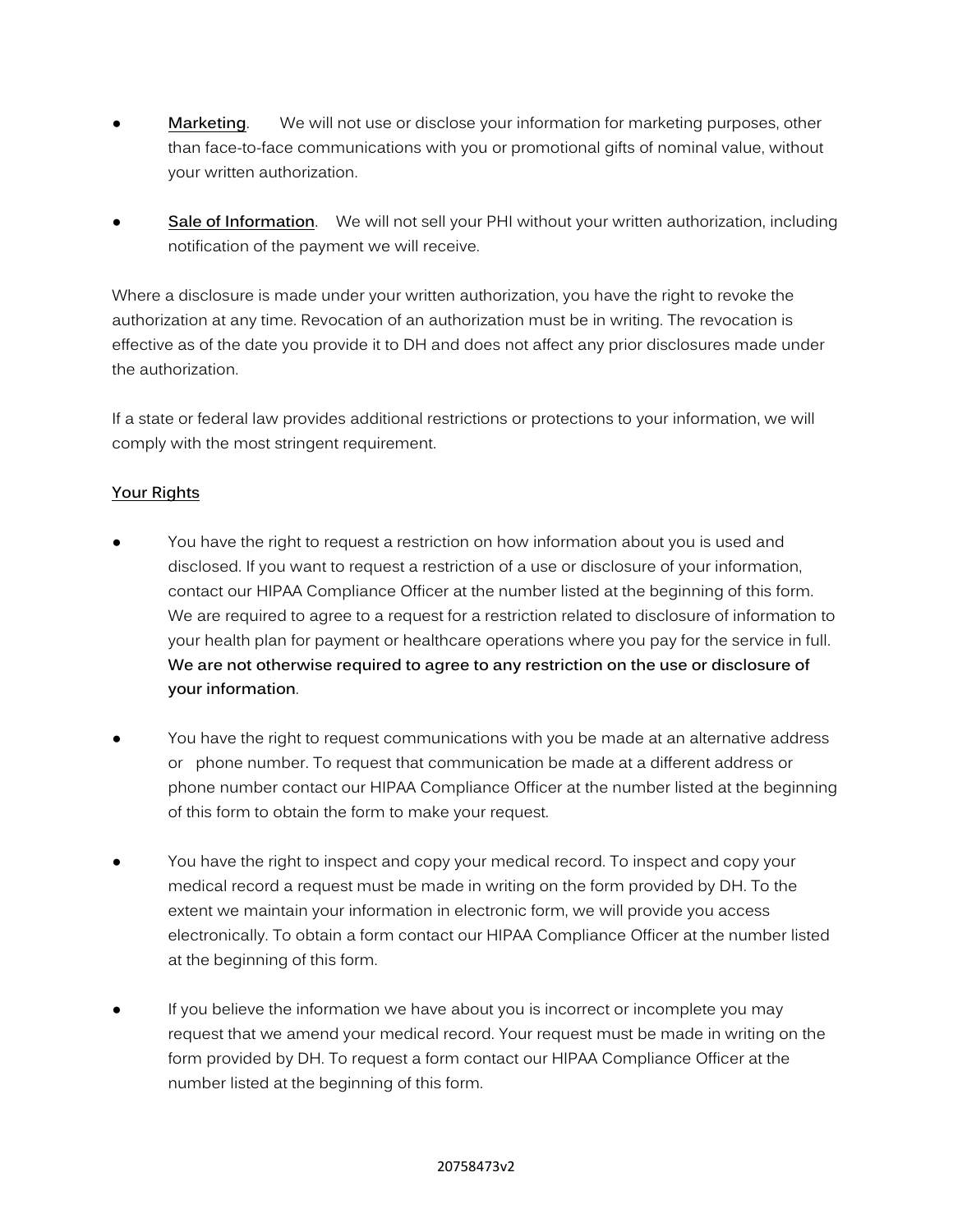- **Marketing**. We will not use or disclose your information for marketing purposes, other than face-to-face communications with you or promotional gifts of nominal value, without your written authorization.

- **Sale of Information**. We will not sell your PHI without your written authorization, including notification of the payment we will receive.

Where a disclosure is made under your written authorization, you have the right to revoke the authorization at any time. Revocation of an authorization must be in writing. The revocation is effective as of the date you provide it to DH and does not affect any prior disclosures made under the authorization.

If a state or federal law provides additional restrictions or protections to your information, we will comply with the most stringent requirement.

**Your Rights**

- You have the right to request a restriction on how information about you is used and disclosed. If you want to request a restriction of a use or disclosure of your information, contact our HIPAA Compliance Officer at the number listed at the beginning of this form. We are required to agree to a request for a restriction related to disclosure of information to your health plan for payment or healthcare operations where you pay for the service in full. **We are not otherwise required to agree to any restriction on the use or disclosure of your information**.

- You have the right to request communications with you be made at an alternative address or phone number. To request that communication be made at a different address or phone number contact our HIPAA Compliance Officer at the number listed at the beginning of this form to obtain the form to make your request.

- You have the right to inspect and copy your medical record. To inspect and copy your medical record a request must be made in writing on the form provided by DH. To the extent we maintain your information in electronic form, we will provide you access electronically. To obtain a form contact our HIPAA Compliance Officer at the number listed at the beginning of this form.

- If you believe the information we have about you is incorrect or incomplete you may request that we amend your medical record. Your request must be made in writing on the form provided by DH. To request a form contact our HIPAA Compliance Officer at the number listed at the beginning of this form.

20758473v2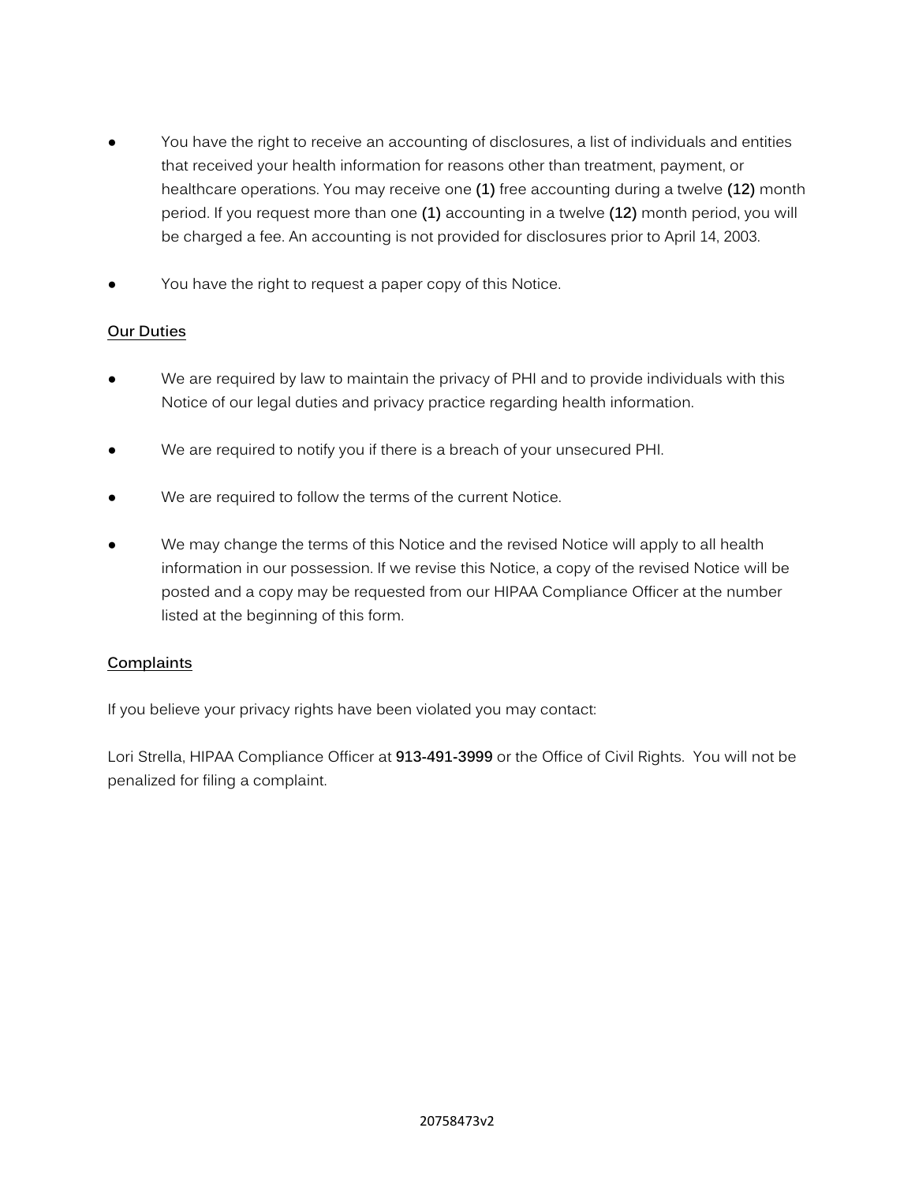- You have the right to receive an accounting of disclosures, a list of individuals and entities that received your health information for reasons other than treatment, payment, or healthcare operations. You may receive one **(1)** free accounting during a twelve **(12)** month period. If you request more than one **(1)** accounting in a twelve **(12)** month period, you will be charged a fee. An accounting is not provided for disclosures prior to April 14, 2003.

- You have the right to request a paper copy of this Notice.

<u>Our Duties</u>

- We are required by law to maintain the privacy of PHI and to provide individuals with this Notice of our legal duties and privacy practice regarding health information.

- We are required to notify you if there is a breach of your unsecured PHI.

- We are required to follow the terms of the current Notice.

- We may change the terms of this Notice and the revised Notice will apply to all health information in our possession. If we revise this Notice, a copy of the revised Notice will be posted and a copy may be requested from our HIPAA Compliance Officer at the number listed at the beginning of this form.

<u>Complaints</u>

If you believe your privacy rights have been violated you may contact:

Lori Strella, HIPAA Compliance Officer at **913-491-3999** or the Office of Civil Rights. You will not be penalized for filing a complaint.

20758473v2